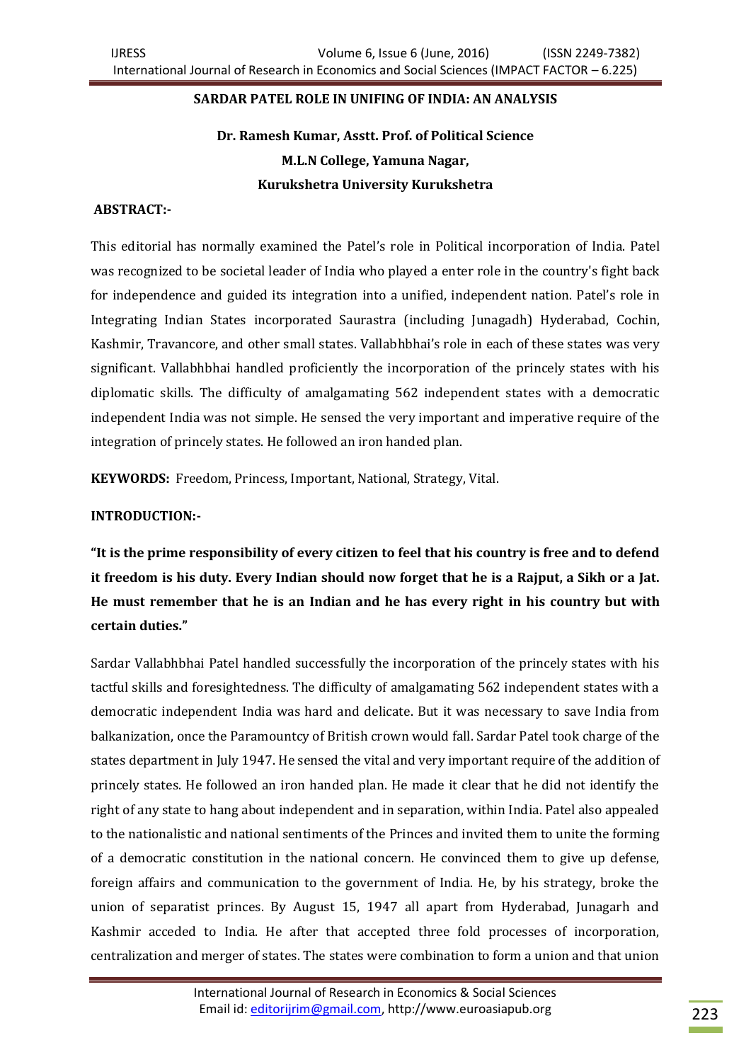# SARDAR PATEL ROLE IN UNIFING OF INDIA: AN ANALYSIS

**Dr. Ramesh Kumar, Asstt. Prof. of Political Science**
**M.L.N College, Yamuna Nagar,**
**Kurukshetra University Kurukshetra**

## ABSTRACT:-

This editorial has normally examined the Patel's role in Political incorporation of India. Patel was recognized to be societal leader of India who played a enter role in the country's fight back for independence and guided its integration into a unified, independent nation. Patel's role in Integrating Indian States incorporated Saurastra (including Junagadh) Hyderabad, Cochin, Kashmir, Travancore, and other small states. Vallabhbhai's role in each of these states was very significant. Vallabhbhai handled proficiently the incorporation of the princely states with his diplomatic skills. The difficulty of amalgamating 562 independent states with a democratic independent India was not simple. He sensed the very important and imperative require of the integration of princely states. He followed an iron handed plan.

**KEYWORDS:** Freedom, Princess, Important, National, Strategy, Vital.

## INTRODUCTION:-

**"It is the prime responsibility of every citizen to feel that his country is free and to defend it freedom is his duty. Every Indian should now forget that he is a Rajput, a Sikh or a Jat. He must remember that he is an Indian and he has every right in his country but with certain duties."**

Sardar Vallabhbhai Patel handled successfully the incorporation of the princely states with his tactful skills and foresightedness. The difficulty of amalgamating 562 independent states with a democratic independent India was hard and delicate. But it was necessary to save India from balkanization, once the Paramountcy of British crown would fall. Sardar Patel took charge of the states department in July 1947. He sensed the vital and very important require of the addition of princely states. He followed an iron handed plan. He made it clear that he did not identify the right of any state to hang about independent and in separation, within India. Patel also appealed to the nationalistic and national sentiments of the Princes and invited them to unite the forming of a democratic constitution in the national concern. He convinced them to give up defense, foreign affairs and communication to the government of India. He, by his strategy, broke the union of separatist princes. By August 15, 1947 all apart from Hyderabad, Junagarh and Kashmir acceded to India. He after that accepted three fold processes of incorporation, centralization and merger of states. The states were combination to form a union and that union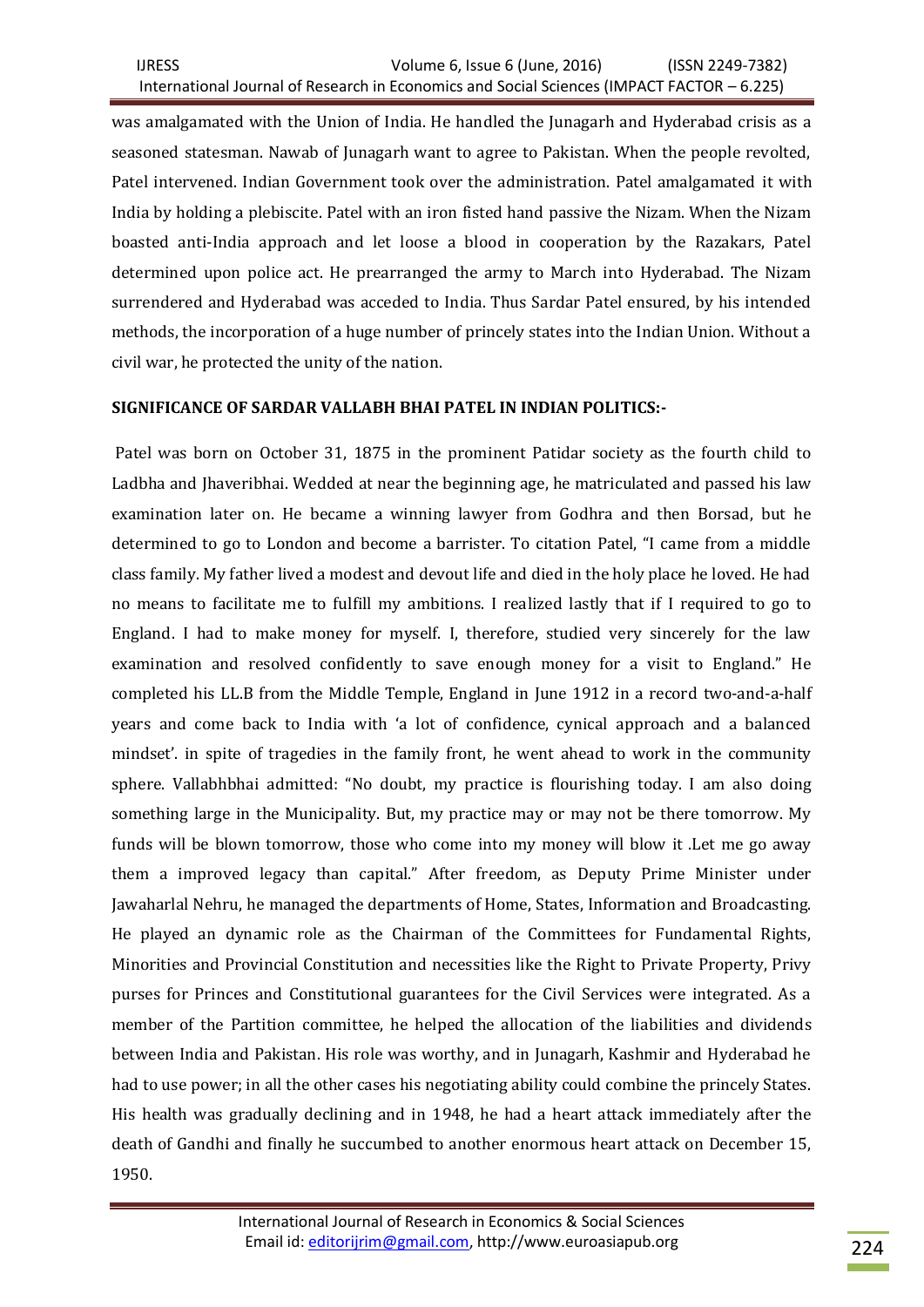was amalgamated with the Union of India. He handled the Junagarh and Hyderabad crisis as a seasoned statesman. Nawab of Junagarh want to agree to Pakistan. When the people revolted, Patel intervened. Indian Government took over the administration. Patel amalgamated it with India by holding a plebiscite. Patel with an iron fisted hand passive the Nizam. When the Nizam boasted anti-India approach and let loose a blood in cooperation by the Razakars, Patel determined upon police act. He prearranged the army to March into Hyderabad. The Nizam surrendered and Hyderabad was acceded to India. Thus Sardar Patel ensured, by his intended methods, the incorporation of a huge number of princely states into the Indian Union. Without a civil war, he protected the unity of the nation.

**SIGNIFICANCE OF SARDAR VALLABH BHAI PATEL IN INDIAN POLITICS:-**

Patel was born on October 31, 1875 in the prominent Patidar society as the fourth child to Ladbha and Jhaveribhai. Wedded at near the beginning age, he matriculated and passed his law examination later on. He became a winning lawyer from Godhra and then Borsad, but he determined to go to London and become a barrister. To citation Patel, "I came from a middle class family. My father lived a modest and devout life and died in the holy place he loved. He had no means to facilitate me to fulfill my ambitions. I realized lastly that if I required to go to England. I had to make money for myself. I, therefore, studied very sincerely for the law examination and resolved confidently to save enough money for a visit to England." He completed his LL.B from the Middle Temple, England in June 1912 in a record two-and-a-half years and come back to India with 'a lot of confidence, cynical approach and a balanced mindset'. in spite of tragedies in the family front, he went ahead to work in the community sphere. Vallabhbhai admitted: "No doubt, my practice is flourishing today. I am also doing something large in the Municipality. But, my practice may or may not be there tomorrow. My funds will be blown tomorrow, those who come into my money will blow it .Let me go away them a improved legacy than capital." After freedom, as Deputy Prime Minister under Jawaharlal Nehru, he managed the departments of Home, States, Information and Broadcasting. He played an dynamic role as the Chairman of the Committees for Fundamental Rights, Minorities and Provincial Constitution and necessities like the Right to Private Property, Privy purses for Princes and Constitutional guarantees for the Civil Services were integrated. As a member of the Partition committee, he helped the allocation of the liabilities and dividends between India and Pakistan. His role was worthy, and in Junagarh, Kashmir and Hyderabad he had to use power; in all the other cases his negotiating ability could combine the princely States. His health was gradually declining and in 1948, he had a heart attack immediately after the death of Gandhi and finally he succumbed to another enormous heart attack on December 15, 1950.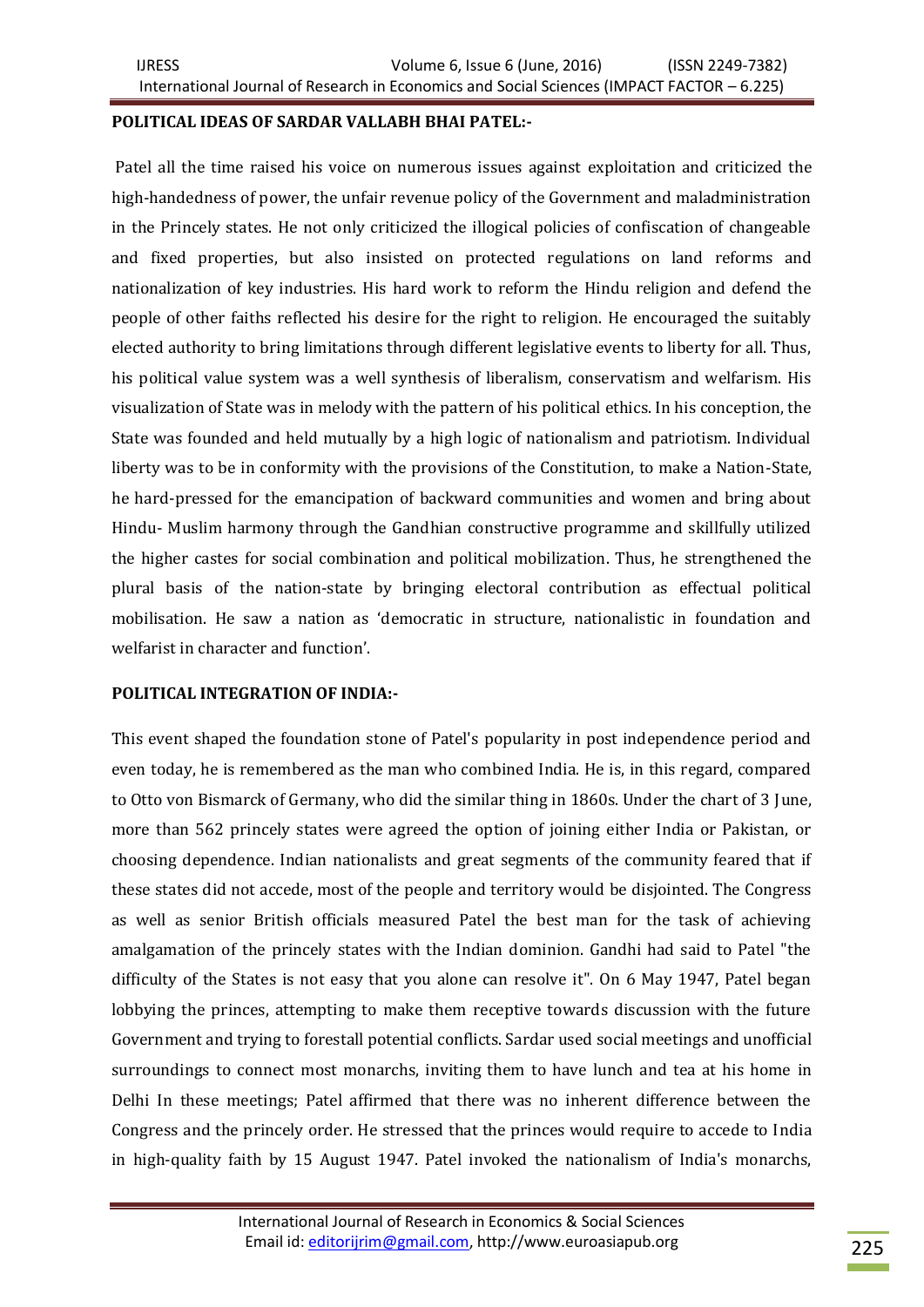**POLITICAL IDEAS OF SARDAR VALLABH BHAI PATEL:-**

Patel all the time raised his voice on numerous issues against exploitation and criticized the high-handedness of power, the unfair revenue policy of the Government and maladministration in the Princely states. He not only criticized the illogical policies of confiscation of changeable and fixed properties, but also insisted on protected regulations on land reforms and nationalization of key industries. His hard work to reform the Hindu religion and defend the people of other faiths reflected his desire for the right to religion. He encouraged the suitably elected authority to bring limitations through different legislative events to liberty for all. Thus, his political value system was a well synthesis of liberalism, conservatism and welfarism. His visualization of State was in melody with the pattern of his political ethics. In his conception, the State was founded and held mutually by a high logic of nationalism and patriotism. Individual liberty was to be in conformity with the provisions of the Constitution, to make a Nation-State, he hard-pressed for the emancipation of backward communities and women and bring about Hindu- Muslim harmony through the Gandhian constructive programme and skillfully utilized the higher castes for social combination and political mobilization. Thus, he strengthened the plural basis of the nation-state by bringing electoral contribution as effectual political mobilisation. He saw a nation as 'democratic in structure, nationalistic in foundation and welfarist in character and function'.

**POLITICAL INTEGRATION OF INDIA:-**

This event shaped the foundation stone of Patel's popularity in post independence period and even today, he is remembered as the man who combined India. He is, in this regard, compared to Otto von Bismarck of Germany, who did the similar thing in 1860s. Under the chart of 3 June, more than 562 princely states were agreed the option of joining either India or Pakistan, or choosing dependence. Indian nationalists and great segments of the community feared that if these states did not accede, most of the people and territory would be disjointed. The Congress as well as senior British officials measured Patel the best man for the task of achieving amalgamation of the princely states with the Indian dominion. Gandhi had said to Patel "the difficulty of the States is not easy that you alone can resolve it". On 6 May 1947, Patel began lobbying the princes, attempting to make them receptive towards discussion with the future Government and trying to forestall potential conflicts. Sardar used social meetings and unofficial surroundings to connect most monarchs, inviting them to have lunch and tea at his home in Delhi In these meetings; Patel affirmed that there was no inherent difference between the Congress and the princely order. He stressed that the princes would require to accede to India in high-quality faith by 15 August 1947. Patel invoked the nationalism of India's monarchs,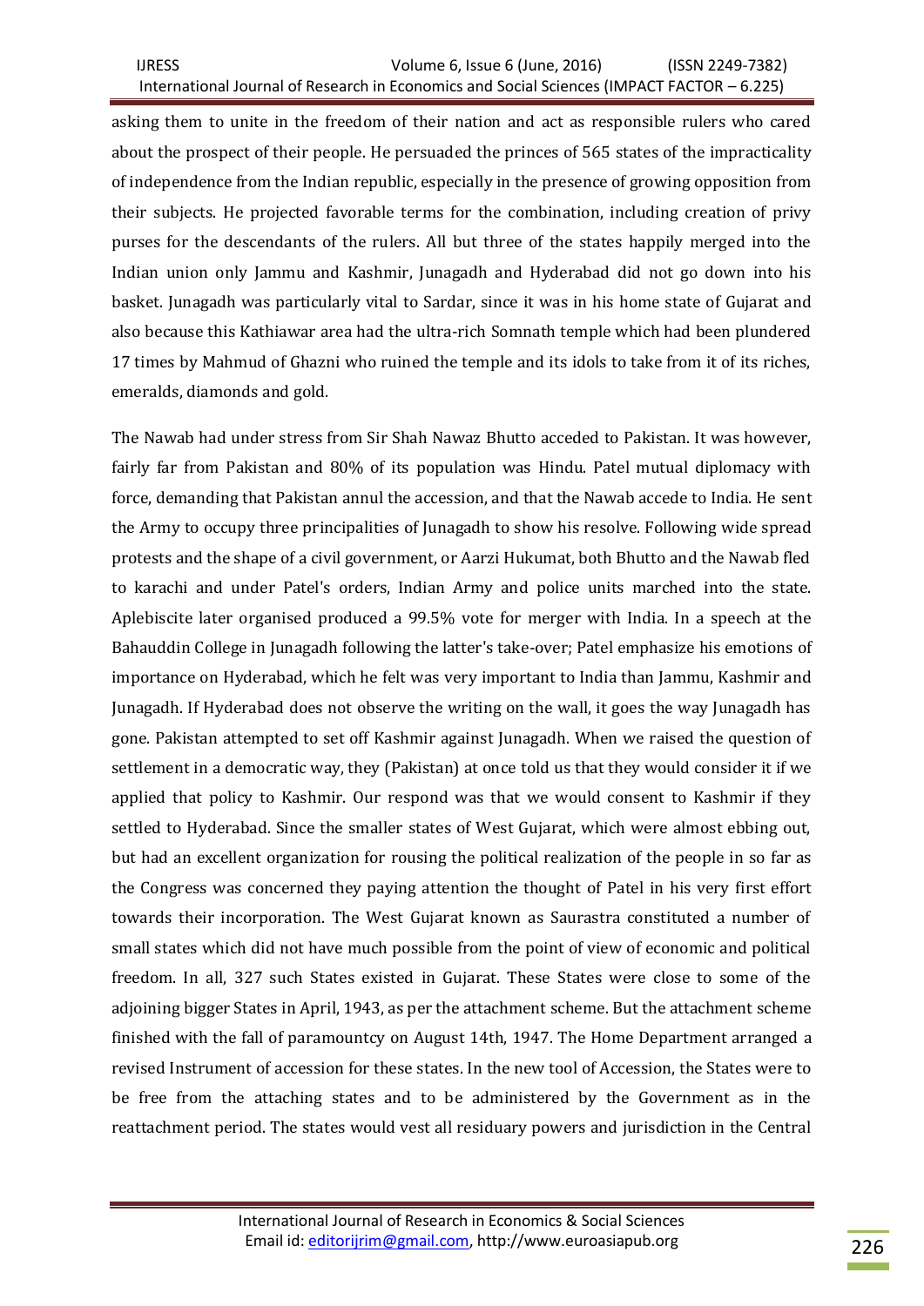asking them to unite in the freedom of their nation and act as responsible rulers who cared about the prospect of their people. He persuaded the princes of 565 states of the impracticality of independence from the Indian republic, especially in the presence of growing opposition from their subjects. He projected favorable terms for the combination, including creation of privy purses for the descendants of the rulers. All but three of the states happily merged into the Indian union only Jammu and Kashmir, Junagadh and Hyderabad did not go down into his basket. Junagadh was particularly vital to Sardar, since it was in his home state of Gujarat and also because this Kathiawar area had the ultra-rich Somnath temple which had been plundered 17 times by Mahmud of Ghazni who ruined the temple and its idols to take from it of its riches, emeralds, diamonds and gold.

The Nawab had under stress from Sir Shah Nawaz Bhutto acceded to Pakistan. It was however, fairly far from Pakistan and 80% of its population was Hindu. Patel mutual diplomacy with force, demanding that Pakistan annul the accession, and that the Nawab accede to India. He sent the Army to occupy three principalities of Junagadh to show his resolve. Following wide spread protests and the shape of a civil government, or Aarzi Hukumat, both Bhutto and the Nawab fled to karachi and under Patel's orders, Indian Army and police units marched into the state. Aplebiscite later organised produced a 99.5% vote for merger with India. In a speech at the Bahauddin College in Junagadh following the latter's take-over; Patel emphasize his emotions of importance on Hyderabad, which he felt was very important to India than Jammu, Kashmir and Junagadh. If Hyderabad does not observe the writing on the wall, it goes the way Junagadh has gone. Pakistan attempted to set off Kashmir against Junagadh. When we raised the question of settlement in a democratic way, they (Pakistan) at once told us that they would consider it if we applied that policy to Kashmir. Our respond was that we would consent to Kashmir if they settled to Hyderabad. Since the smaller states of West Gujarat, which were almost ebbing out, but had an excellent organization for rousing the political realization of the people in so far as the Congress was concerned they paying attention the thought of Patel in his very first effort towards their incorporation. The West Gujarat known as Saurastra constituted a number of small states which did not have much possible from the point of view of economic and political freedom. In all, 327 such States existed in Gujarat. These States were close to some of the adjoining bigger States in April, 1943, as per the attachment scheme. But the attachment scheme finished with the fall of paramountcy on August 14th, 1947. The Home Department arranged a revised Instrument of accession for these states. In the new tool of Accession, the States were to be free from the attaching states and to be administered by the Government as in the reattachment period. The states would vest all residuary powers and jurisdiction in the Central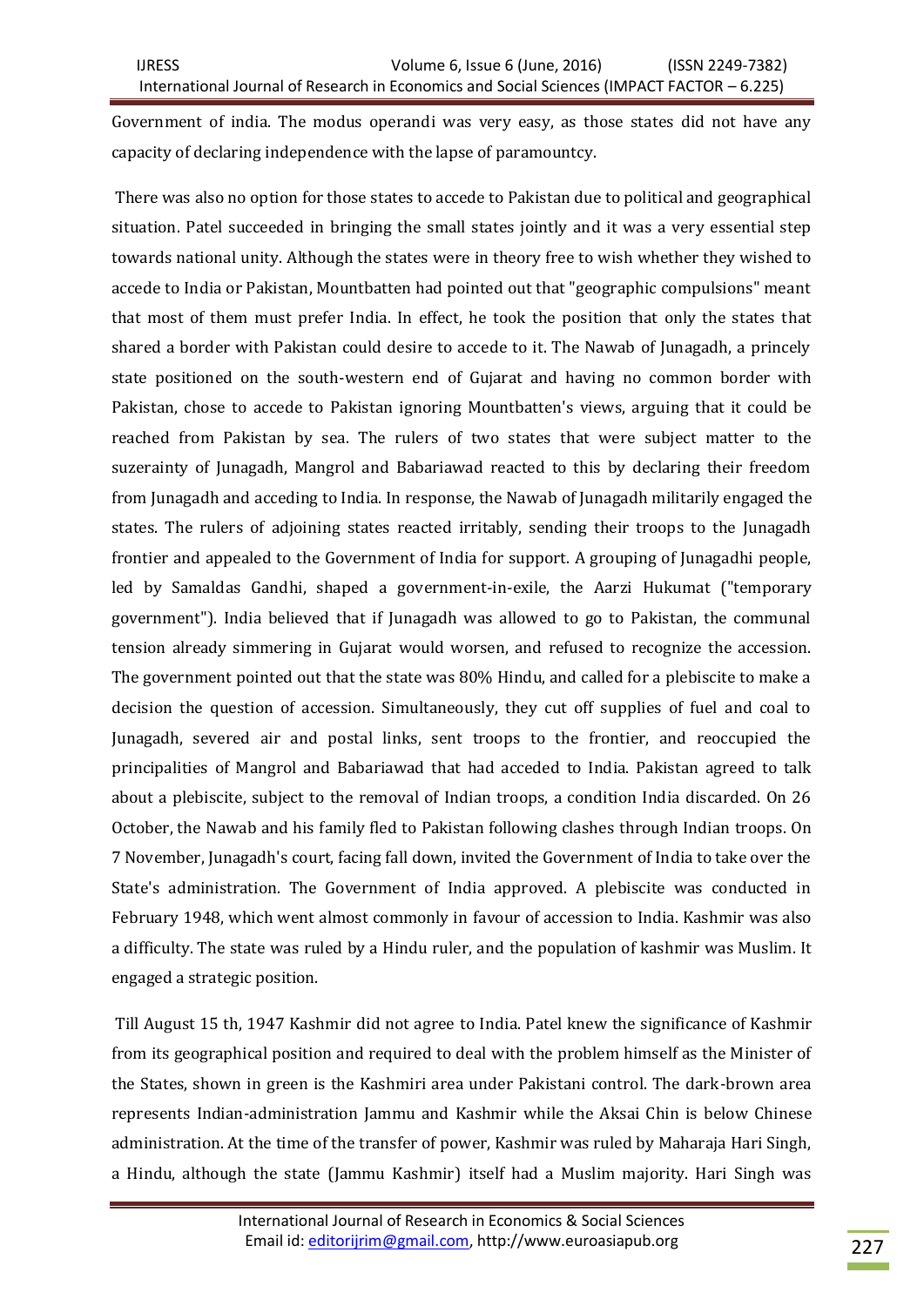Government of india. The modus operandi was very easy, as those states did not have any capacity of declaring independence with the lapse of paramountcy.

There was also no option for those states to accede to Pakistan due to political and geographical situation. Patel succeeded in bringing the small states jointly and it was a very essential step towards national unity. Although the states were in theory free to wish whether they wished to accede to India or Pakistan, Mountbatten had pointed out that "geographic compulsions" meant that most of them must prefer India. In effect, he took the position that only the states that shared a border with Pakistan could desire to accede to it. The Nawab of Junagadh, a princely state positioned on the south-western end of Gujarat and having no common border with Pakistan, chose to accede to Pakistan ignoring Mountbatten's views, arguing that it could be reached from Pakistan by sea. The rulers of two states that were subject matter to the suzerainty of Junagadh, Mangrol and Babariawad reacted to this by declaring their freedom from Junagadh and acceding to India. In response, the Nawab of Junagadh militarily engaged the states. The rulers of adjoining states reacted irritably, sending their troops to the Junagadh frontier and appealed to the Government of India for support. A grouping of Junagadhi people, led by Samaldas Gandhi, shaped a government-in-exile, the Aarzi Hukumat ("temporary government"). India believed that if Junagadh was allowed to go to Pakistan, the communal tension already simmering in Gujarat would worsen, and refused to recognize the accession. The government pointed out that the state was 80% Hindu, and called for a plebiscite to make a decision the question of accession. Simultaneously, they cut off supplies of fuel and coal to Junagadh, severed air and postal links, sent troops to the frontier, and reoccupied the principalities of Mangrol and Babariawad that had acceded to India. Pakistan agreed to talk about a plebiscite, subject to the removal of Indian troops, a condition India discarded. On 26 October, the Nawab and his family fled to Pakistan following clashes through Indian troops. On 7 November, Junagadh's court, facing fall down, invited the Government of India to take over the State's administration. The Government of India approved. A plebiscite was conducted in February 1948, which went almost commonly in favour of accession to India. Kashmir was also a difficulty. The state was ruled by a Hindu ruler, and the population of kashmir was Muslim. It engaged a strategic position.

Till August 15 th, 1947 Kashmir did not agree to India. Patel knew the significance of Kashmir from its geographical position and required to deal with the problem himself as the Minister of the States, shown in green is the Kashmiri area under Pakistani control. The dark-brown area represents Indian-administration Jammu and Kashmir while the Aksai Chin is below Chinese administration. At the time of the transfer of power, Kashmir was ruled by Maharaja Hari Singh, a Hindu, although the state (Jammu Kashmir) itself had a Muslim majority. Hari Singh was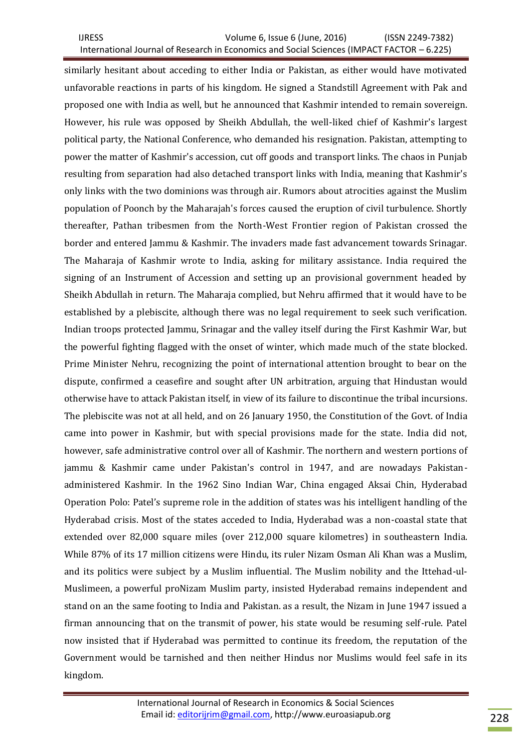similarly hesitant about acceding to either India or Pakistan, as either would have motivated unfavorable reactions in parts of his kingdom. He signed a Standstill Agreement with Pak and proposed one with India as well, but he announced that Kashmir intended to remain sovereign. However, his rule was opposed by Sheikh Abdullah, the well-liked chief of Kashmir's largest political party, the National Conference, who demanded his resignation. Pakistan, attempting to power the matter of Kashmir's accession, cut off goods and transport links. The chaos in Punjab resulting from separation had also detached transport links with India, meaning that Kashmir's only links with the two dominions was through air. Rumors about atrocities against the Muslim population of Poonch by the Maharajah's forces caused the eruption of civil turbulence. Shortly thereafter, Pathan tribesmen from the North-West Frontier region of Pakistan crossed the border and entered Jammu & Kashmir. The invaders made fast advancement towards Srinagar. The Maharaja of Kashmir wrote to India, asking for military assistance. India required the signing of an Instrument of Accession and setting up an provisional government headed by Sheikh Abdullah in return. The Maharaja complied, but Nehru affirmed that it would have to be established by a plebiscite, although there was no legal requirement to seek such verification. Indian troops protected Jammu, Srinagar and the valley itself during the First Kashmir War, but the powerful fighting flagged with the onset of winter, which made much of the state blocked. Prime Minister Nehru, recognizing the point of international attention brought to bear on the dispute, confirmed a ceasefire and sought after UN arbitration, arguing that Hindustan would otherwise have to attack Pakistan itself, in view of its failure to discontinue the tribal incursions. The plebiscite was not at all held, and on 26 January 1950, the Constitution of the Govt. of India came into power in Kashmir, but with special provisions made for the state. India did not, however, safe administrative control over all of Kashmir. The northern and western portions of jammu & Kashmir came under Pakistan's control in 1947, and are nowadays Pakistan-administered Kashmir. In the 1962 Sino Indian War, China engaged Aksai Chin, Hyderabad Operation Polo: Patel's supreme role in the addition of states was his intelligent handling of the Hyderabad crisis. Most of the states acceded to India, Hyderabad was a non-coastal state that extended over 82,000 square miles (over 212,000 square kilometres) in southeastern India. While 87% of its 17 million citizens were Hindu, its ruler Nizam Osman Ali Khan was a Muslim, and its politics were subject by a Muslim influential. The Muslim nobility and the Ittehad-ul-Muslimeen, a powerful proNizam Muslim party, insisted Hyderabad remains independent and stand on an the same footing to India and Pakistan. as a result, the Nizam in June 1947 issued a firman announcing that on the transmit of power, his state would be resuming self-rule. Patel now insisted that if Hyderabad was permitted to continue its freedom, the reputation of the Government would be tarnished and then neither Hindus nor Muslims would feel safe in its kingdom.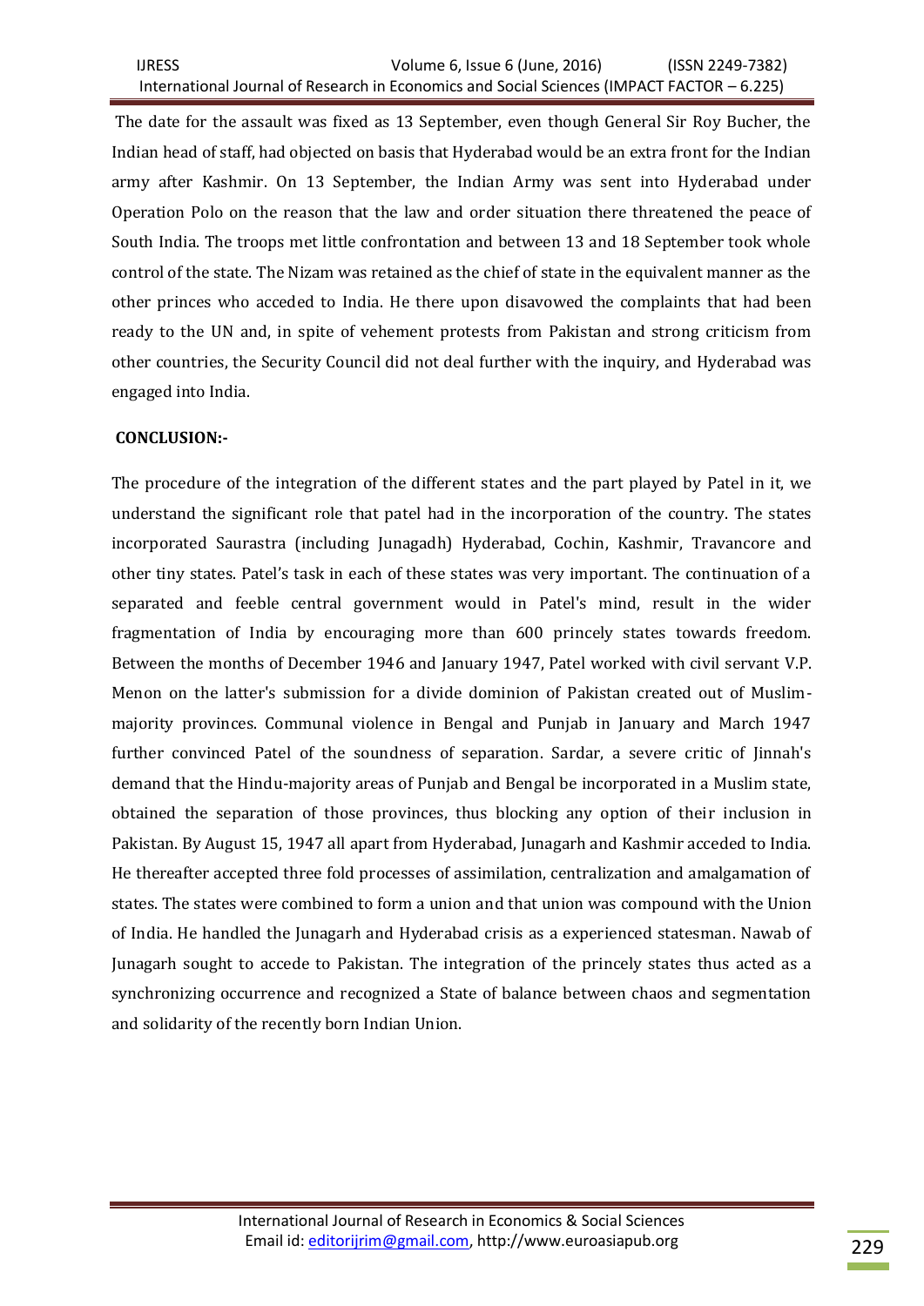The date for the assault was fixed as 13 September, even though General Sir Roy Bucher, the Indian head of staff, had objected on basis that Hyderabad would be an extra front for the Indian army after Kashmir. On 13 September, the Indian Army was sent into Hyderabad under Operation Polo on the reason that the law and order situation there threatened the peace of South India. The troops met little confrontation and between 13 and 18 September took whole control of the state. The Nizam was retained as the chief of state in the equivalent manner as the other princes who acceded to India. He there upon disavowed the complaints that had been ready to the UN and, in spite of vehement protests from Pakistan and strong criticism from other countries, the Security Council did not deal further with the inquiry, and Hyderabad was engaged into India.

**CONCLUSION:-**

The procedure of the integration of the different states and the part played by Patel in it, we understand the significant role that patel had in the incorporation of the country. The states incorporated Saurastra (including Junagadh) Hyderabad, Cochin, Kashmir, Travancore and other tiny states. Patel's task in each of these states was very important. The continuation of a separated and feeble central government would in Patel's mind, result in the wider fragmentation of India by encouraging more than 600 princely states towards freedom. Between the months of December 1946 and January 1947, Patel worked with civil servant V.P. Menon on the latter's submission for a divide dominion of Pakistan created out of Muslim-majority provinces. Communal violence in Bengal and Punjab in January and March 1947 further convinced Patel of the soundness of separation. Sardar, a severe critic of Jinnah's demand that the Hindu-majority areas of Punjab and Bengal be incorporated in a Muslim state, obtained the separation of those provinces, thus blocking any option of their inclusion in Pakistan. By August 15, 1947 all apart from Hyderabad, Junagarh and Kashmir acceded to India. He thereafter accepted three fold processes of assimilation, centralization and amalgamation of states. The states were combined to form a union and that union was compound with the Union of India. He handled the Junagarh and Hyderabad crisis as a experienced statesman. Nawab of Junagarh sought to accede to Pakistan. The integration of the princely states thus acted as a synchronizing occurrence and recognized a State of balance between chaos and segmentation and solidarity of the recently born Indian Union.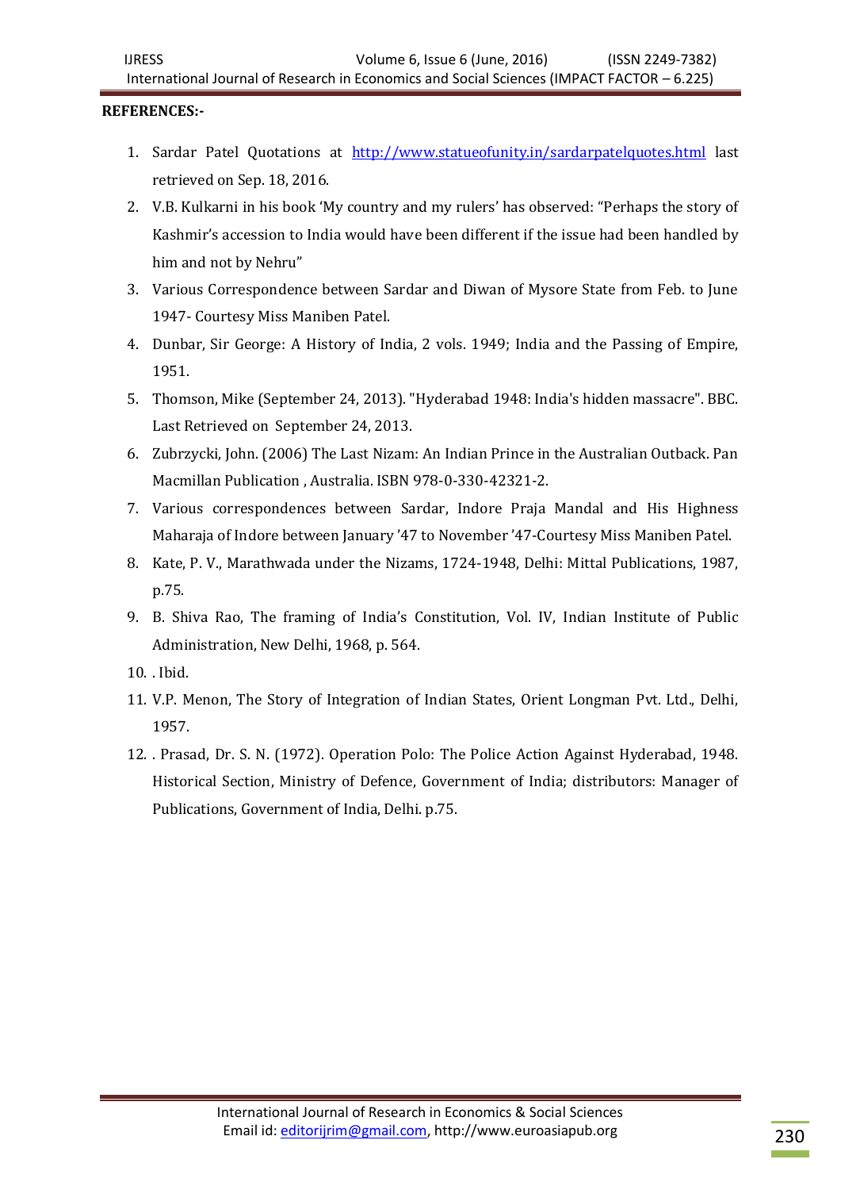**REFERENCES:-**

1. Sardar Patel Quotations at http://www.statueofunity.in/sardarpatelquotes.html last retrieved on Sep. 18, 2016.
2. V.B. Kulkarni in his book 'My country and my rulers' has observed: "Perhaps the story of Kashmir's accession to India would have been different if the issue had been handled by him and not by Nehru"
3. Various Correspondence between Sardar and Diwan of Mysore State from Feb. to June 1947- Courtesy Miss Maniben Patel.
4. Dunbar, Sir George: A History of India, 2 vols. 1949; India and the Passing of Empire, 1951.
5. Thomson, Mike (September 24, 2013). "Hyderabad 1948: India's hidden massacre". BBC. Last Retrieved on September 24, 2013.
6. Zubrzycki, John. (2006) The Last Nizam: An Indian Prince in the Australian Outback. Pan Macmillan Publication , Australia. ISBN 978-0-330-42321-2.
7. Various correspondences between Sardar, Indore Praja Mandal and His Highness Maharaja of Indore between January '47 to November '47-Courtesy Miss Maniben Patel.
8. Kate, P. V., Marathwada under the Nizams, 1724-1948, Delhi: Mittal Publications, 1987, p.75.
9. B. Shiva Rao, The framing of India's Constitution, Vol. IV, Indian Institute of Public Administration, New Delhi, 1968, p. 564.
10. . Ibid.
11. V.P. Menon, The Story of Integration of Indian States, Orient Longman Pvt. Ltd., Delhi, 1957.
12. . Prasad, Dr. S. N. (1972). Operation Polo: The Police Action Against Hyderabad, 1948. Historical Section, Ministry of Defence, Government of India; distributors: Manager of Publications, Government of India, Delhi. p.75.